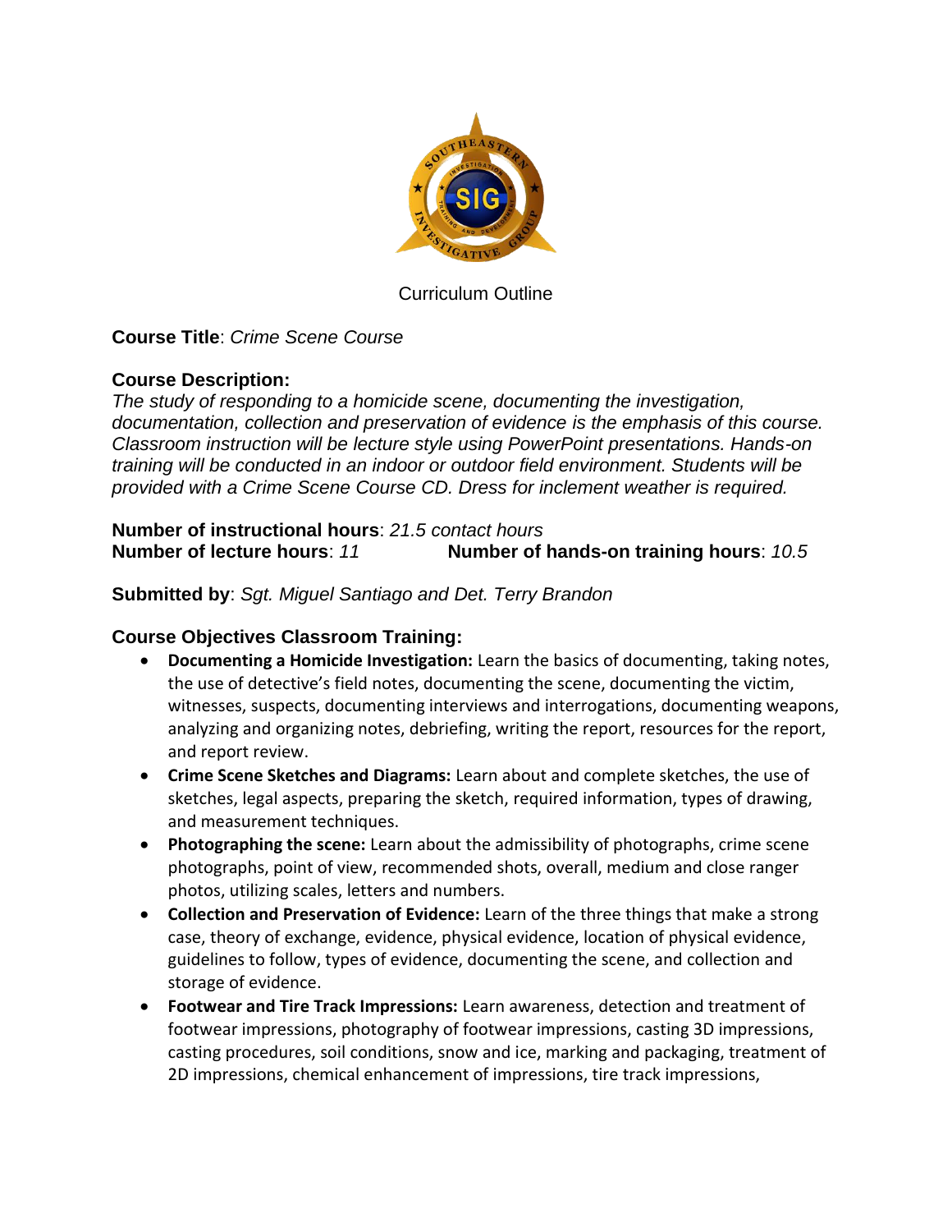Curriculum Outline

**Course Title**: *Crime Scene Course*

**Course Description:**
*The study of responding to a homicide scene, documenting the investigation, documentation, collection and preservation of evidence is the emphasis of this course. Classroom instruction will be lecture style using PowerPoint presentations. Hands-on training will be conducted in an indoor or outdoor field environment. Students will be provided with a Crime Scene Course CD. Dress for inclement weather is required.*

**Number of instructional hours**: *21.5 contact hours*
**Number of lecture hours**: *11* **Number of hands-on training hours**: *10.5*

**Submitted by**: *Sgt. Miguel Santiago and Det. Terry Brandon*

**Course Objectives Classroom Training:**

- **Documenting a Homicide Investigation:** Learn the basics of documenting, taking notes, the use of detective's field notes, documenting the scene, documenting the victim, witnesses, suspects, documenting interviews and interrogations, documenting weapons, analyzing and organizing notes, debriefing, writing the report, resources for the report, and report review.
- **Crime Scene Sketches and Diagrams:** Learn about and complete sketches, the use of sketches, legal aspects, preparing the sketch, required information, types of drawing, and measurement techniques.
- **Photographing the scene:** Learn about the admissibility of photographs, crime scene photographs, point of view, recommended shots, overall, medium and close ranger photos, utilizing scales, letters and numbers.
- **Collection and Preservation of Evidence:** Learn of the three things that make a strong case, theory of exchange, evidence, physical evidence, location of physical evidence, guidelines to follow, types of evidence, documenting the scene, and collection and storage of evidence.
- **Footwear and Tire Track Impressions:** Learn awareness, detection and treatment of footwear impressions, photography of footwear impressions, casting 3D impressions, casting procedures, soil conditions, snow and ice, marking and packaging, treatment of 2D impressions, chemical enhancement of impressions, tire track impressions,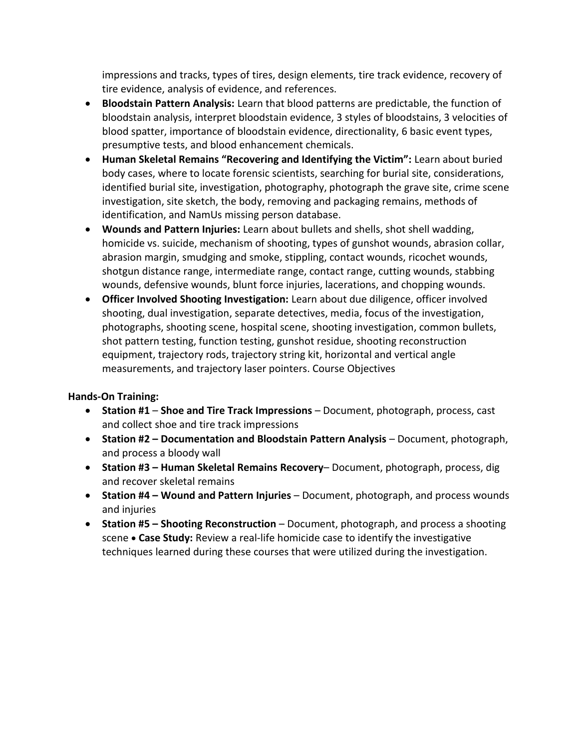impressions and tracks, types of tires, design elements, tire track evidence, recovery of tire evidence, analysis of evidence, and references.

- **Bloodstain Pattern Analysis:** Learn that blood patterns are predictable, the function of bloodstain analysis, interpret bloodstain evidence, 3 styles of bloodstains, 3 velocities of blood spatter, importance of bloodstain evidence, directionality, 6 basic event types, presumptive tests, and blood enhancement chemicals.
- **Human Skeletal Remains "Recovering and Identifying the Victim":** Learn about buried body cases, where to locate forensic scientists, searching for burial site, considerations, identified burial site, investigation, photography, photograph the grave site, crime scene investigation, site sketch, the body, removing and packaging remains, methods of identification, and NamUs missing person database.
- **Wounds and Pattern Injuries:** Learn about bullets and shells, shot shell wadding, homicide vs. suicide, mechanism of shooting, types of gunshot wounds, abrasion collar, abrasion margin, smudging and smoke, stippling, contact wounds, ricochet wounds, shotgun distance range, intermediate range, contact range, cutting wounds, stabbing wounds, defensive wounds, blunt force injuries, lacerations, and chopping wounds.
- **Officer Involved Shooting Investigation:** Learn about due diligence, officer involved shooting, dual investigation, separate detectives, media, focus of the investigation, photographs, shooting scene, hospital scene, shooting investigation, common bullets, shot pattern testing, function testing, gunshot residue, shooting reconstruction equipment, trajectory rods, trajectory string kit, horizontal and vertical angle measurements, and trajectory laser pointers. Course Objectives

**Hands-On Training:**

- **Station #1** – **Shoe and Tire Track Impressions** – Document, photograph, process, cast and collect shoe and tire track impressions
- **Station #2 – Documentation and Bloodstain Pattern Analysis** – Document, photograph, and process a bloody wall
- **Station #3 – Human Skeletal Remains Recovery**– Document, photograph, process, dig and recover skeletal remains
- **Station #4 – Wound and Pattern Injuries** – Document, photograph, and process wounds and injuries
- **Station #5 – Shooting Reconstruction** – Document, photograph, and process a shooting scene • **Case Study:** Review a real-life homicide case to identify the investigative techniques learned during these courses that were utilized during the investigation.